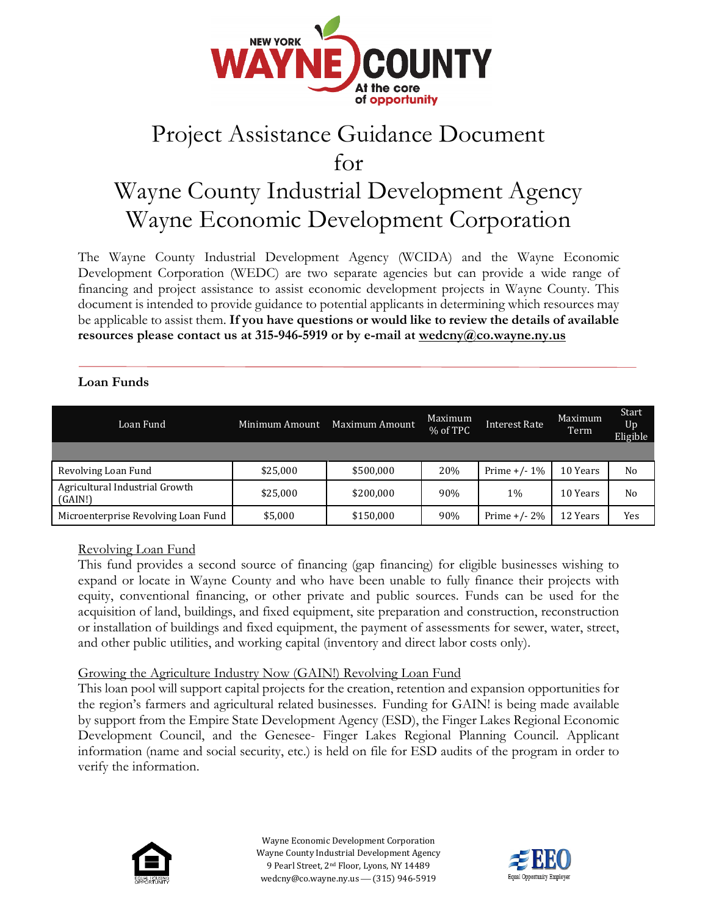# Project Assistance Guidance Document for Wayne County Industrial Development Agency Wayne Economic Development Corporation

The Wayne County Industrial Development Agency (WCIDA) and the Wayne Economic Development Corporation (WEDC) are two separate agencies but can provide a wide range of financing and project assistance to assist economic development projects in Wayne County. This document is intended to provide guidance to potential applicants in determining which resources may be applicable to assist them. **If you have questions or would like to review the details of available resources please contact us at 315-946-5919 or by e-mail at wedcny@co.wayne.ny.us**

## Loan Funds

| Loan Fund | Minimum Amount | Maximum Amount | Maximum % of TPC | Interest Rate | Maximum Term | Start Up Eligible |
|---|---|---|---|---|---|---|
| Revolving Loan Fund | $25,000 | $500,000 | 20% | Prime +/- 1% | 10 Years | No |
| Agricultural Industrial Growth (GAIN!) | $25,000 | $200,000 | 90% | 1% | 10 Years | No |
| Microenterprise Revolving Loan Fund | $5,000 | $150,000 | 90% | Prime +/- 2% | 12 Years | Yes |

### Revolving Loan Fund

This fund provides a second source of financing (gap financing) for eligible businesses wishing to expand or locate in Wayne County and who have been unable to fully finance their projects with equity, conventional financing, or other private and public sources. Funds can be used for the acquisition of land, buildings, and fixed equipment, site preparation and construction, reconstruction or installation of buildings and fixed equipment, the payment of assessments for sewer, water, street, and other public utilities, and working capital (inventory and direct labor costs only).

### Growing the Agriculture Industry Now (GAIN!) Revolving Loan Fund

This loan pool will support capital projects for the creation, retention and expansion opportunities for the region's farmers and agricultural related businesses. Funding for GAIN! is being made available by support from the Empire State Development Agency (ESD), the Finger Lakes Regional Economic Development Council, and the Genesee- Finger Lakes Regional Planning Council. Applicant information (name and social security, etc.) is held on file for ESD audits of the program in order to verify the information.

Wayne Economic Development Corporation
Wayne County Industrial Development Agency
9 Pearl Street, 2nd Floor, Lyons, NY 14489
wedcny@co.wayne.ny.us — (315) 946-5919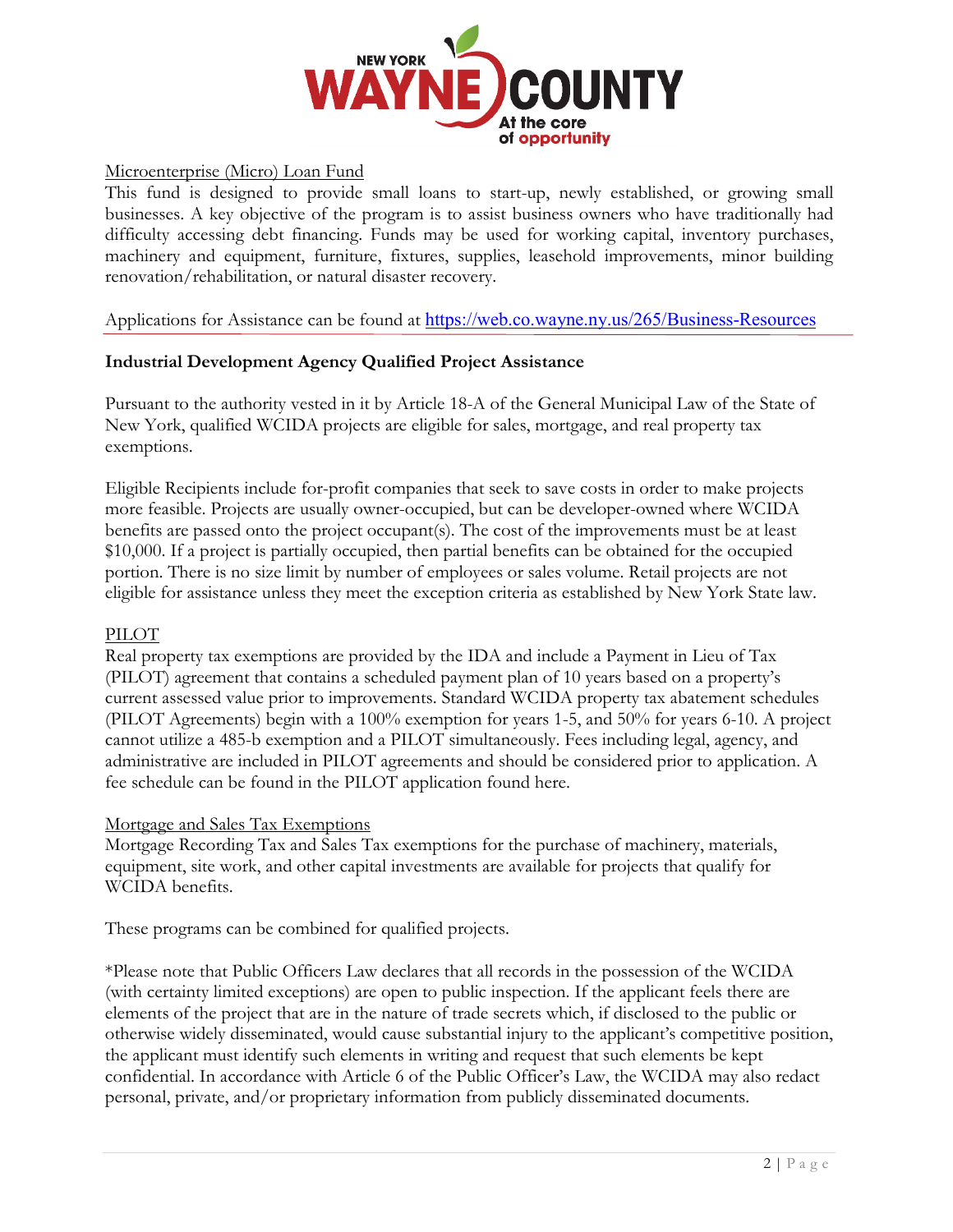Microenterprise (Micro) Loan Fund

This fund is designed to provide small loans to start-up, newly established, or growing small businesses. A key objective of the program is to assist business owners who have traditionally had difficulty accessing debt financing. Funds may be used for working capital, inventory purchases, machinery and equipment, furniture, fixtures, supplies, leasehold improvements, minor building renovation/rehabilitation, or natural disaster recovery.

Applications for Assistance can be found at https://web.co.wayne.ny.us/265/Business-Resources

**Industrial Development Agency Qualified Project Assistance**

Pursuant to the authority vested in it by Article 18-A of the General Municipal Law of the State of New York, qualified WCIDA projects are eligible for sales, mortgage, and real property tax exemptions.

Eligible Recipients include for-profit companies that seek to save costs in order to make projects more feasible. Projects are usually owner-occupied, but can be developer-owned where WCIDA benefits are passed onto the project occupant(s). The cost of the improvements must be at least $10,000. If a project is partially occupied, then partial benefits can be obtained for the occupied portion. There is no size limit by number of employees or sales volume. Retail projects are not eligible for assistance unless they meet the exception criteria as established by New York State law.

PILOT

Real property tax exemptions are provided by the IDA and include a Payment in Lieu of Tax (PILOT) agreement that contains a scheduled payment plan of 10 years based on a property's current assessed value prior to improvements. Standard WCIDA property tax abatement schedules (PILOT Agreements) begin with a 100% exemption for years 1-5, and 50% for years 6-10. A project cannot utilize a 485-b exemption and a PILOT simultaneously. Fees including legal, agency, and administrative are included in PILOT agreements and should be considered prior to application. A fee schedule can be found in the PILOT application found here.

Mortgage and Sales Tax Exemptions

Mortgage Recording Tax and Sales Tax exemptions for the purchase of machinery, materials, equipment, site work, and other capital investments are available for projects that qualify for WCIDA benefits.

These programs can be combined for qualified projects.

*Please note that Public Officers Law declares that all records in the possession of the WCIDA (with certainty limited exceptions) are open to public inspection. If the applicant feels there are elements of the project that are in the nature of trade secrets which, if disclosed to the public or otherwise widely disseminated, would cause substantial injury to the applicant's competitive position, the applicant must identify such elements in writing and request that such elements be kept confidential. In accordance with Article 6 of the Public Officer's Law, the WCIDA may also redact personal, private, and/or proprietary information from publicly disseminated documents.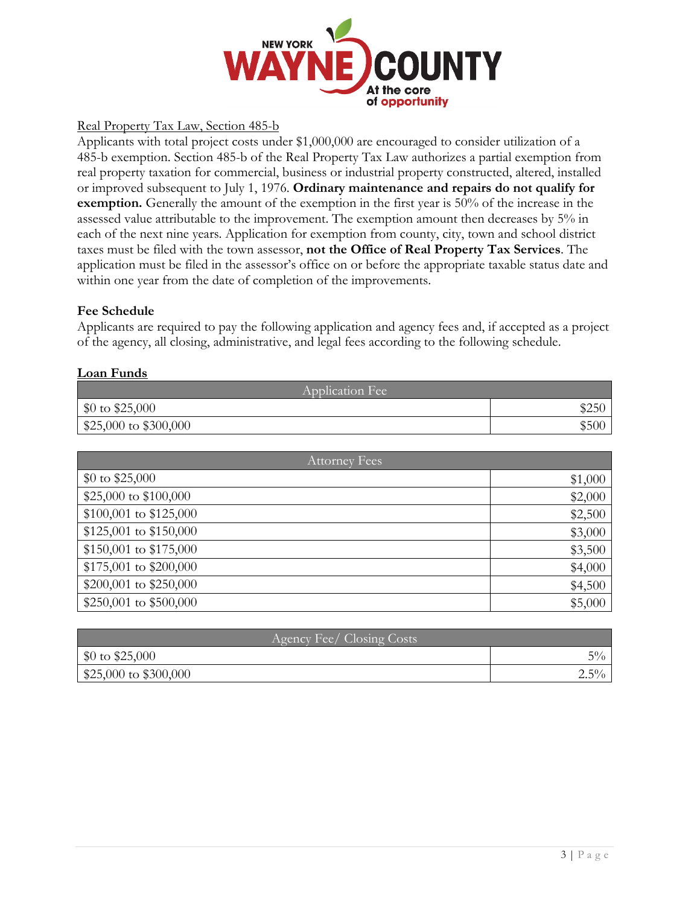Real Property Tax Law, Section 485-b

Applicants with total project costs under $1,000,000 are encouraged to consider utilization of a 485-b exemption. Section 485-b of the Real Property Tax Law authorizes a partial exemption from real property taxation for commercial, business or industrial property constructed, altered, installed or improved subsequent to July 1, 1976. **Ordinary maintenance and repairs do not qualify for exemption.** Generally the amount of the exemption in the first year is 50% of the increase in the assessed value attributable to the improvement. The exemption amount then decreases by 5% in each of the next nine years. Application for exemption from county, city, town and school district taxes must be filed with the town assessor, **not the Office of Real Property Tax Services**. The application must be filed in the assessor's office on or before the appropriate taxable status date and within one year from the date of completion of the improvements.

**Fee Schedule**

Applicants are required to pay the following application and agency fees and, if accepted as a project of the agency, all closing, administrative, and legal fees according to the following schedule.

**Loan Funds**

| Application Fee | |
|---|---|
| $0 to $25,000 | $250 |
| $25,000 to $300,000 | $500 |

| Attorney Fees | |
|---|---|
| $0 to $25,000 | $1,000 |
| $25,000 to $100,000 | $2,000 |
| $100,001 to $125,000 | $2,500 |
| $125,001 to $150,000 | $3,000 |
| $150,001 to $175,000 | $3,500 |
| $175,001 to $200,000 | $4,000 |
| $200,001 to $250,000 | $4,500 |
| $250,001 to $500,000 | $5,000 |

| Agency Fee/ Closing Costs | |
|---|---|
| $0 to $25,000 | 5% |
| $25,000 to $300,000 | 2.5% |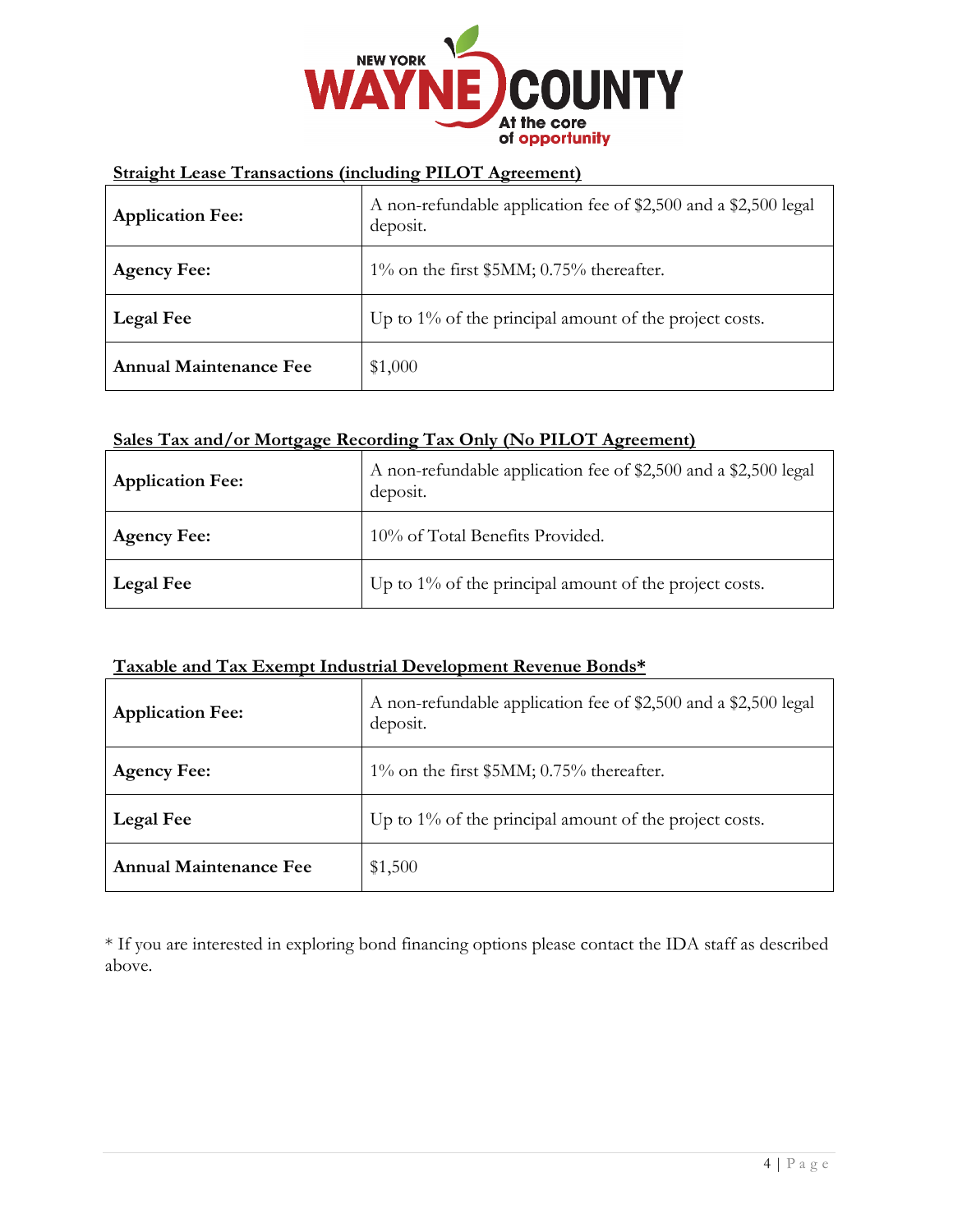**Straight Lease Transactions (including PILOT Agreement)**

| | |
|---|---|
| **Application Fee:** | A non-refundable application fee of $2,500 and a $2,500 legal deposit. |
| **Agency Fee:** | 1% on the first $5MM; 0.75% thereafter. |
| **Legal Fee** | Up to 1% of the principal amount of the project costs. |
| **Annual Maintenance Fee** | $1,000 |

**Sales Tax and/or Mortgage Recording Tax Only (No PILOT Agreement)**

| | |
|---|---|
| **Application Fee:** | A non-refundable application fee of $2,500 and a $2,500 legal deposit. |
| **Agency Fee:** | 10% of Total Benefits Provided. |
| **Legal Fee** | Up to 1% of the principal amount of the project costs. |

**Taxable and Tax Exempt Industrial Development Revenue Bonds***

| | |
|---|---|
| **Application Fee:** | A non-refundable application fee of $2,500 and a $2,500 legal deposit. |
| **Agency Fee:** | 1% on the first $5MM; 0.75% thereafter. |
| **Legal Fee** | Up to 1% of the principal amount of the project costs. |
| **Annual Maintenance Fee** | $1,500 |

* If you are interested in exploring bond financing options please contact the IDA staff as described above.